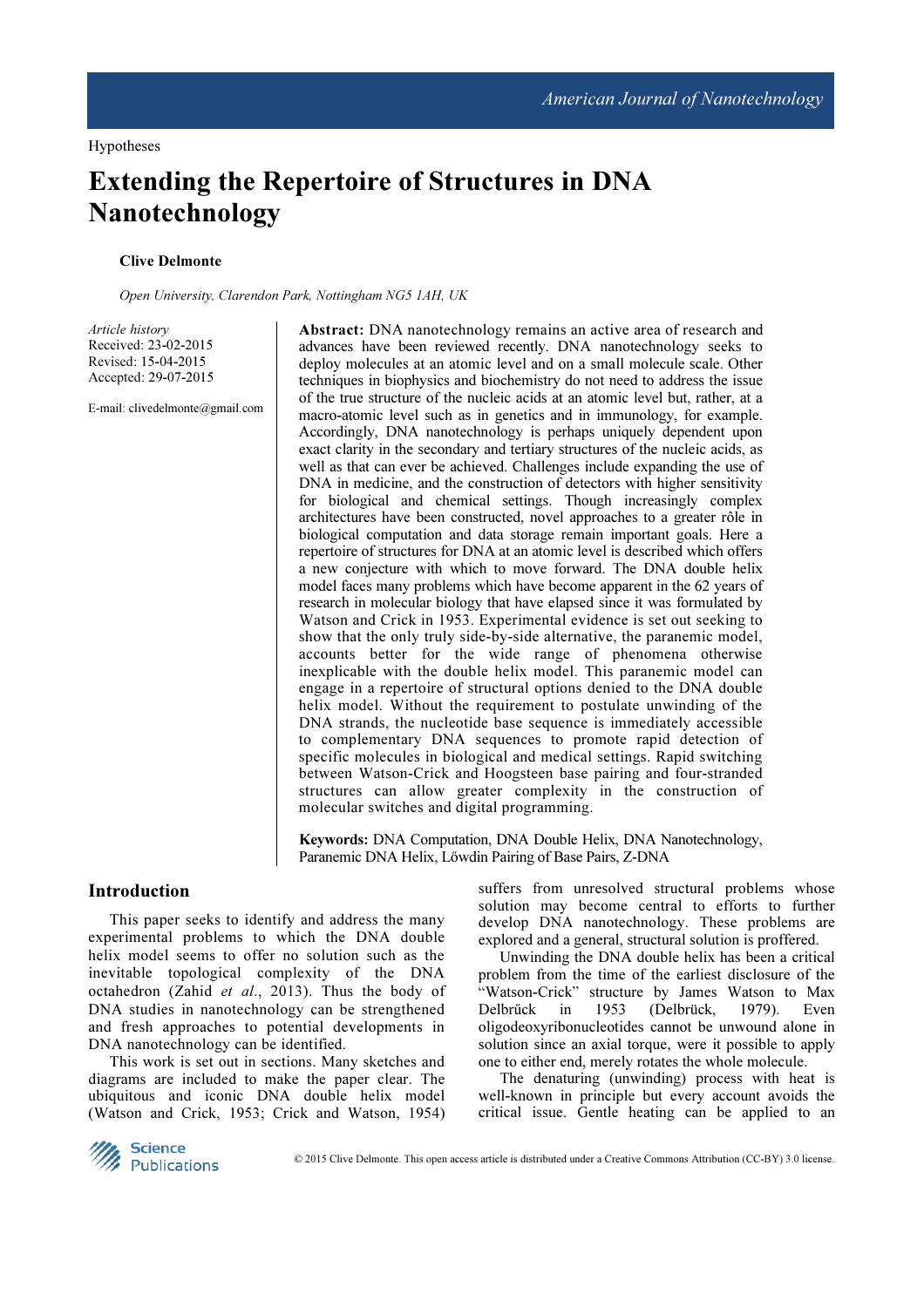Hypotheses

# Extending the Repertoire of Structures in DNA Nanotechnology

**Clive Delmonte**

*Open University, Clarendon Park, Nottingham NG5 1AH, UK*

*Article history*
Received: 23-02-2015
Revised: 15-04-2015
Accepted: 29-07-2015

E-mail: clivedelmonte@gmail.com

**Abstract:** DNA nanotechnology remains an active area of research and advances have been reviewed recently. DNA nanotechnology seeks to deploy molecules at an atomic level and on a small molecule scale. Other techniques in biophysics and biochemistry do not need to address the issue of the true structure of the nucleic acids at an atomic level but, rather, at a macro-atomic level such as in genetics and in immunology, for example. Accordingly, DNA nanotechnology is perhaps uniquely dependent upon exact clarity in the secondary and tertiary structures of the nucleic acids, as well as that can ever be achieved. Challenges include expanding the use of DNA in medicine, and the construction of detectors with higher sensitivity for biological and chemical settings. Though increasingly complex architectures have been constructed, novel approaches to a greater rôle in biological computation and data storage remain important goals. Here a repertoire of structures for DNA at an atomic level is described which offers a new conjecture with which to move forward. The DNA double helix model faces many problems which have become apparent in the 62 years of research in molecular biology that have elapsed since it was formulated by Watson and Crick in 1953. Experimental evidence is set out seeking to show that the only truly side-by-side alternative, the paranemic model, accounts better for the wide range of phenomena otherwise inexplicable with the double helix model. This paranemic model can engage in a repertoire of structural options denied to the DNA double helix model. Without the requirement to postulate unwinding of the DNA strands, the nucleotide base sequence is immediately accessible to complementary DNA sequences to promote rapid detection of specific molecules in biological and medical settings. Rapid switching between Watson-Crick and Hoogsteen base pairing and four-stranded structures can allow greater complexity in the construction of molecular switches and digital programming.

**Keywords:** DNA Computation, DNA Double Helix, DNA Nanotechnology, Paranemic DNA Helix, Lőwdin Pairing of Base Pairs, Z-DNA

## Introduction

This paper seeks to identify and address the many experimental problems to which the DNA double helix model seems to offer no solution such as the inevitable topological complexity of the DNA octahedron (Zahid *et al*., 2013). Thus the body of DNA studies in nanotechnology can be strengthened and fresh approaches to potential developments in DNA nanotechnology can be identified.

This work is set out in sections. Many sketches and diagrams are included to make the paper clear. The ubiquitous and iconic DNA double helix model (Watson and Crick, 1953; Crick and Watson, 1954) suffers from unresolved structural problems whose solution may become central to efforts to further develop DNA nanotechnology. These problems are explored and a general, structural solution is proffered.

Unwinding the DNA double helix has been a critical problem from the time of the earliest disclosure of the "Watson-Crick" structure by James Watson to Max Delbrűck in 1953 (Delbrück, 1979). Even oligodeoxyribonucleotides cannot be unwound alone in solution since an axial torque, were it possible to apply one to either end, merely rotates the whole molecule.

The denaturing (unwinding) process with heat is well-known in principle but every account avoids the critical issue. Gentle heating can be applied to an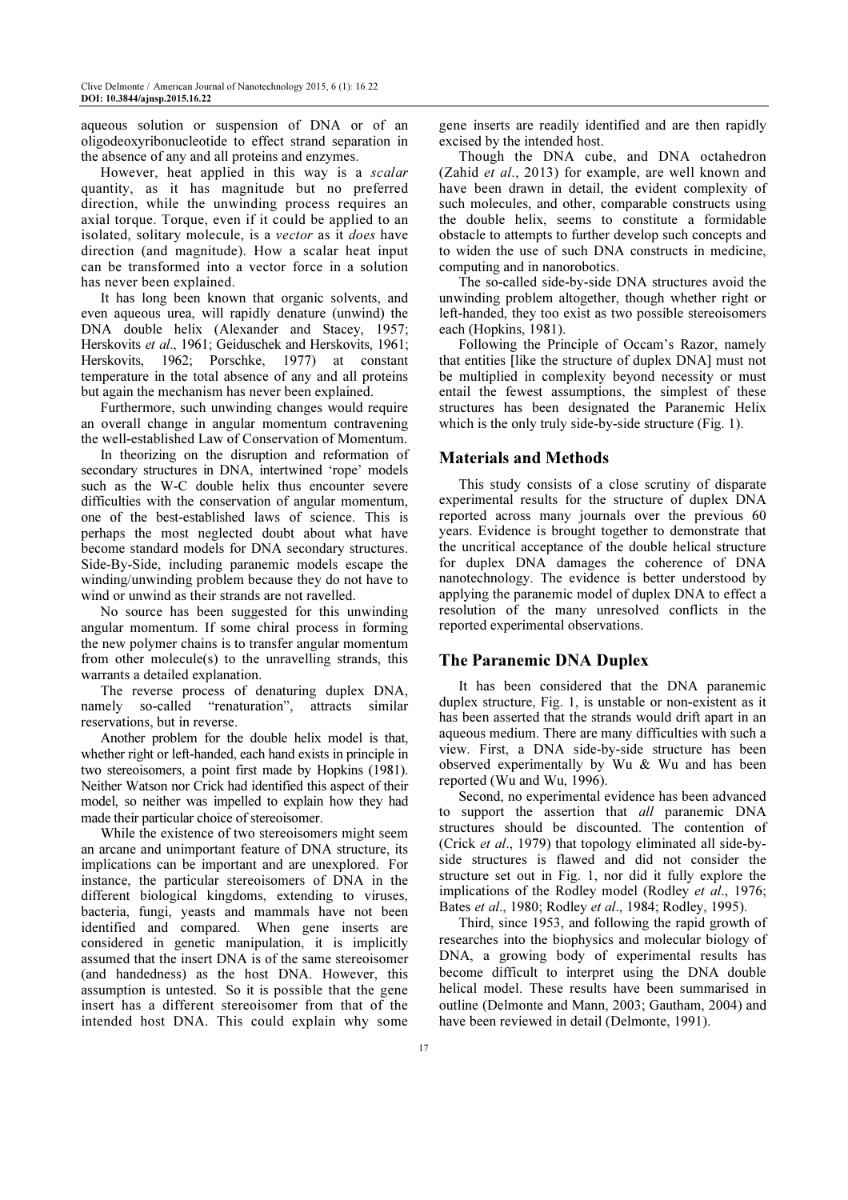aqueous solution or suspension of DNA or of an oligodeoxyribonucleotide to effect strand separation in the absence of any and all proteins and enzymes.

However, heat applied in this way is a *scalar* quantity, as it has magnitude but no preferred direction, while the unwinding process requires an axial torque. Torque, even if it could be applied to an isolated, solitary molecule, is a *vector* as it *does* have direction (and magnitude). How a scalar heat input can be transformed into a vector force in a solution has never been explained.

It has long been known that organic solvents, and even aqueous urea, will rapidly denature (unwind) the DNA double helix (Alexander and Stacey, 1957; Herskovits *et al*., 1961; Geiduschek and Herskovits, 1961; Herskovits, 1962; Porschke, 1977) at constant temperature in the total absence of any and all proteins but again the mechanism has never been explained.

Furthermore, such unwinding changes would require an overall change in angular momentum contravening the well-established Law of Conservation of Momentum.

In theorizing on the disruption and reformation of secondary structures in DNA, intertwined 'rope' models such as the W-C double helix thus encounter severe difficulties with the conservation of angular momentum, one of the best-established laws of science. This is perhaps the most neglected doubt about what have become standard models for DNA secondary structures. Side-By-Side, including paranemic models escape the winding/unwinding problem because they do not have to wind or unwind as their strands are not ravelled.

No source has been suggested for this unwinding angular momentum. If some chiral process in forming the new polymer chains is to transfer angular momentum from other molecule(s) to the unravelling strands, this warrants a detailed explanation.

The reverse process of denaturing duplex DNA, namely so-called "renaturation", attracts similar reservations, but in reverse.

Another problem for the double helix model is that, whether right or left-handed, each hand exists in principle in two stereoisomers, a point first made by Hopkins (1981). Neither Watson nor Crick had identified this aspect of their model, so neither was impelled to explain how they had made their particular choice of stereoisomer.

While the existence of two stereoisomers might seem an arcane and unimportant feature of DNA structure, its implications can be important and are unexplored. For instance, the particular stereoisomers of DNA in the different biological kingdoms, extending to viruses, bacteria, fungi, yeasts and mammals have not been identified and compared. When gene inserts are considered in genetic manipulation, it is implicitly assumed that the insert DNA is of the same stereoisomer (and handedness) as the host DNA. However, this assumption is untested. So it is possible that the gene insert has a different stereoisomer from that of the intended host DNA. This could explain why some gene inserts are readily identified and are then rapidly excised by the intended host.

Though the DNA cube, and DNA octahedron (Zahid *et al*., 2013) for example, are well known and have been drawn in detail, the evident complexity of such molecules, and other, comparable constructs using the double helix, seems to constitute a formidable obstacle to attempts to further develop such concepts and to widen the use of such DNA constructs in medicine, computing and in nanorobotics.

The so-called side-by-side DNA structures avoid the unwinding problem altogether, though whether right or left-handed, they too exist as two possible stereoisomers each (Hopkins, 1981).

Following the Principle of Occam's Razor, namely that entities [like the structure of duplex DNA] must not be multiplied in complexity beyond necessity or must entail the fewest assumptions, the simplest of these structures has been designated the Paranemic Helix which is the only truly side-by-side structure (Fig. 1).

## Materials and Methods

This study consists of a close scrutiny of disparate experimental results for the structure of duplex DNA reported across many journals over the previous 60 years. Evidence is brought together to demonstrate that the uncritical acceptance of the double helical structure for duplex DNA damages the coherence of DNA nanotechnology. The evidence is better understood by applying the paranemic model of duplex DNA to effect a resolution of the many unresolved conflicts in the reported experimental observations.

## The Paranemic DNA Duplex

It has been considered that the DNA paranemic duplex structure, Fig. 1, is unstable or non-existent as it has been asserted that the strands would drift apart in an aqueous medium. There are many difficulties with such a view. First, a DNA side-by-side structure has been observed experimentally by Wu & Wu and has been reported (Wu and Wu, 1996).

Second, no experimental evidence has been advanced to support the assertion that *all* paranemic DNA structures should be discounted. The contention of (Crick *et al*., 1979) that topology eliminated all side-by-side structures is flawed and did not consider the structure set out in Fig. 1, nor did it fully explore the implications of the Rodley model (Rodley *et al*., 1976; Bates *et al*., 1980; Rodley *et al*., 1984; Rodley, 1995).

Third, since 1953, and following the rapid growth of researches into the biophysics and molecular biology of DNA, a growing body of experimental results has become difficult to interpret using the DNA double helical model. These results have been summarised in outline (Delmonte and Mann, 2003; Gautham, 2004) and have been reviewed in detail (Delmonte, 1991).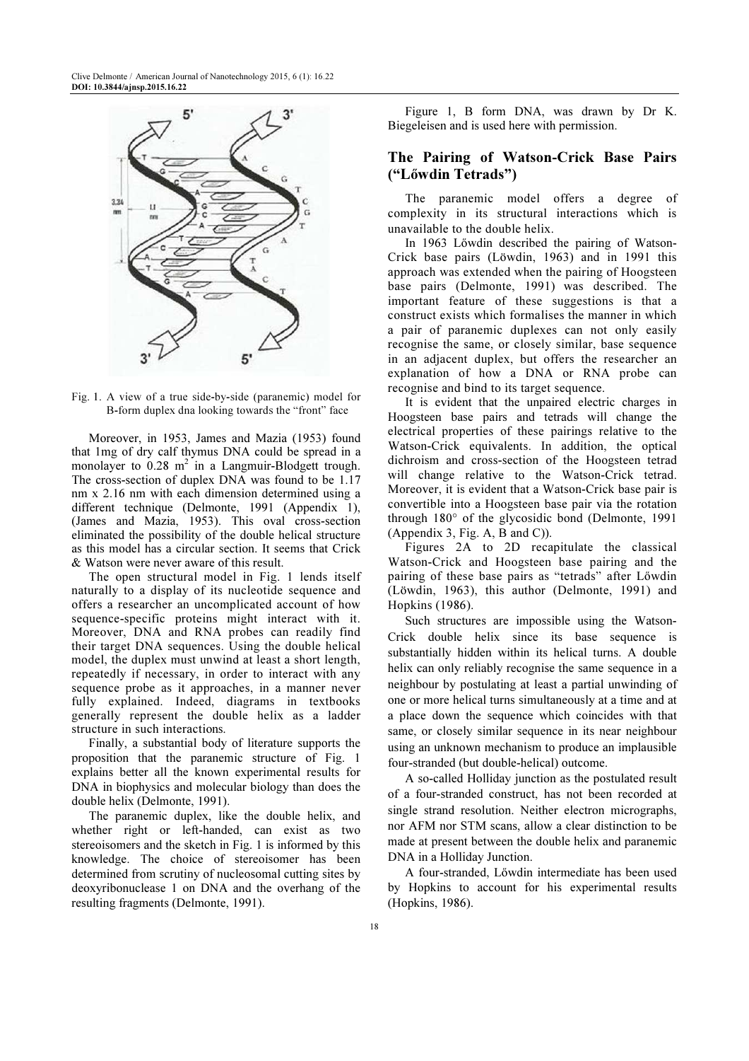Fig. 1. A view of a true side-by-side (paranemic) model for B-form duplex dna looking towards the "front" face

Moreover, in 1953, James and Mazia (1953) found that 1mg of dry calf thymus DNA could be spread in a monolayer to 0.28 $m^2$ in a Langmuir-Blodgett trough. The cross-section of duplex DNA was found to be 1.17 nm x 2.16 nm with each dimension determined using a different technique (Delmonte, 1991 (Appendix 1), (James and Mazia, 1953). This oval cross-section eliminated the possibility of the double helical structure as this model has a circular section. It seems that Crick & Watson were never aware of this result.

The open structural model in Fig. 1 lends itself naturally to a display of its nucleotide sequence and offers a researcher an uncomplicated account of how sequence-specific proteins might interact with it. Moreover, DNA and RNA probes can readily find their target DNA sequences. Using the double helical model, the duplex must unwind at least a short length, repeatedly if necessary, in order to interact with any sequence probe as it approaches, in a manner never fully explained. Indeed, diagrams in textbooks generally represent the double helix as a ladder structure in such interactions.

Finally, a substantial body of literature supports the proposition that the paranemic structure of Fig. 1 explains better all the known experimental results for DNA in biophysics and molecular biology than does the double helix (Delmonte, 1991).

The paranemic duplex, like the double helix, and whether right or left-handed, can exist as two stereoisomers and the sketch in Fig. 1 is informed by this knowledge. The choice of stereoisomer has been determined from scrutiny of nucleosomal cutting sites by deoxyribonuclease 1 on DNA and the overhang of the resulting fragments (Delmonte, 1991).

Figure 1, B form DNA, was drawn by Dr K. Biegeleisen and is used here with permission.

## The Pairing of Watson-Crick Base Pairs ("Lőwdin Tetrads")

The paranemic model offers a degree of complexity in its structural interactions which is unavailable to the double helix.

In 1963 Lőwdin described the pairing of Watson-Crick base pairs (Löwdin, 1963) and in 1991 this approach was extended when the pairing of Hoogsteen base pairs (Delmonte, 1991) was described. The important feature of these suggestions is that a construct exists which formalises the manner in which a pair of paranemic duplexes can not only easily recognise the same, or closely similar, base sequence in an adjacent duplex, but offers the researcher an explanation of how a DNA or RNA probe can recognise and bind to its target sequence.

It is evident that the unpaired electric charges in Hoogsteen base pairs and tetrads will change the electrical properties of these pairings relative to the Watson-Crick equivalents. In addition, the optical dichroism and cross-section of the Hoogsteen tetrad will change relative to the Watson-Crick tetrad. Moreover, it is evident that a Watson-Crick base pair is convertible into a Hoogsteen base pair via the rotation through 180° of the glycosidic bond (Delmonte, 1991 (Appendix 3, Fig. A, B and C)).

Figures 2A to 2D recapitulate the classical Watson-Crick and Hoogsteen base pairing and the pairing of these base pairs as "tetrads" after Lőwdin (Löwdin, 1963), this author (Delmonte, 1991) and Hopkins (1986).

Such structures are impossible using the Watson-Crick double helix since its base sequence is substantially hidden within its helical turns. A double helix can only reliably recognise the same sequence in a neighbour by postulating at least a partial unwinding of one or more helical turns simultaneously at a time and at a place down the sequence which coincides with that same, or closely similar sequence in its near neighbour using an unknown mechanism to produce an implausible four-stranded (but double-helical) outcome.

A so-called Holliday junction as the postulated result of a four-stranded construct, has not been recorded at single strand resolution. Neither electron micrographs, nor AFM nor STM scans, allow a clear distinction to be made at present between the double helix and paranemic DNA in a Holliday Junction.

A four-stranded, Lőwdin intermediate has been used by Hopkins to account for his experimental results (Hopkins, 1986).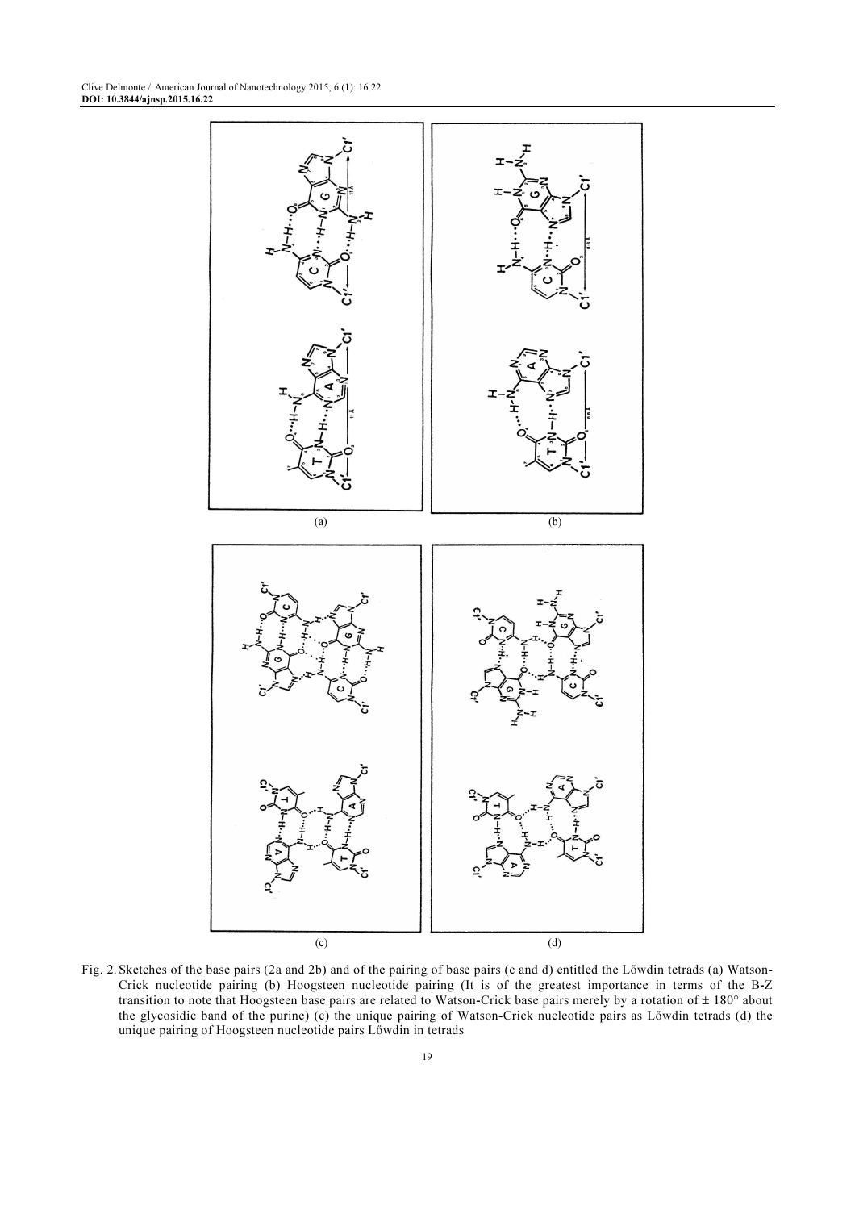(a)

(b)

(c)

(d)

Fig. 2. Sketches of the base pairs (2a and 2b) and of the pairing of base pairs (c and d) entitled the Lőwdin tetrads (a) Watson-Crick nucleotide pairing (b) Hoogsteen nucleotide pairing (It is of the greatest importance in terms of the B-Z transition to note that Hoogsteen base pairs are related to Watson-Crick base pairs merely by a rotation of ± 180° about the glycosidic band of the purine) (c) the unique pairing of Watson-Crick nucleotide pairs as Lőwdin tetrads (d) the unique pairing of Hoogsteen nucleotide pairs Lőwdin in tetrads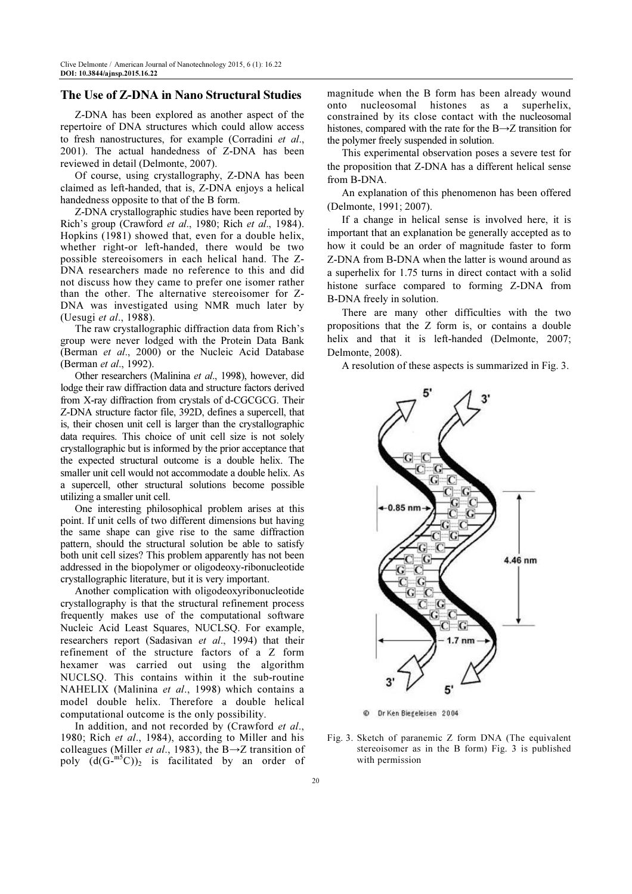## The Use of Z-DNA in Nano Structural Studies

Z-DNA has been explored as another aspect of the repertoire of DNA structures which could allow access to fresh nanostructures, for example (Corradini *et al*., 2001). The actual handedness of Z-DNA has been reviewed in detail (Delmonte, 2007).

Of course, using crystallography, Z-DNA has been claimed as left-handed, that is, Z-DNA enjoys a helical handedness opposite to that of the B form.

Z-DNA crystallographic studies have been reported by Rich's group (Crawford *et al*., 1980; Rich *et al*., 1984). Hopkins (1981) showed that, even for a double helix, whether right-or left-handed, there would be two possible stereoisomers in each helical hand. The Z-DNA researchers made no reference to this and did not discuss how they came to prefer one isomer rather than the other. The alternative stereoisomer for Z-DNA was investigated using NMR much later by (Uesugi *et al*., 1988).

The raw crystallographic diffraction data from Rich's group were never lodged with the Protein Data Bank (Berman *et al*., 2000) or the Nucleic Acid Database (Berman *et al*., 1992).

Other researchers (Malinina *et al*., 1998), however, did lodge their raw diffraction data and structure factors derived from X-ray diffraction from crystals of d-CGCGCG. Their Z-DNA structure factor file, 392D, defines a supercell, that is, their chosen unit cell is larger than the crystallographic data requires. This choice of unit cell size is not solely crystallographic but is informed by the prior acceptance that the expected structural outcome is a double helix. The smaller unit cell would not accommodate a double helix. As a supercell, other structural solutions become possible utilizing a smaller unit cell.

One interesting philosophical problem arises at this point. If unit cells of two different dimensions but having the same shape can give rise to the same diffraction pattern, should the structural solution be able to satisfy both unit cell sizes? This problem apparently has not been addressed in the biopolymer or oligodeoxy-ribonucleotide crystallographic literature, but it is very important.

Another complication with oligodeoxyribonucleotide crystallography is that the structural refinement process frequently makes use of the computational software Nucleic Acid Least Squares, NUCLSQ. For example, researchers report (Sadasivan *et al*., 1994) that their refinement of the structure factors of a Z form hexamer was carried out using the algorithm NUCLSQ. This contains within it the sub-routine NAHELIX (Malinina *et al*., 1998) which contains a model double helix. Therefore a double helical computational outcome is the only possibility.

In addition, and not recorded by (Crawford *et al*., 1980; Rich *et al*., 1984), according to Miller and his colleagues (Miller *et al*., 1983), the B→Z transition of poly $(d(G\text{-}^{m5}C))_2$ is facilitated by an order of magnitude when the B form has been already wound onto nucleosomal histones as a superhelix, constrained by its close contact with the nucleosomal histones, compared with the rate for the B→Z transition for the polymer freely suspended in solution.

This experimental observation poses a severe test for the proposition that Z-DNA has a different helical sense from B-DNA.

An explanation of this phenomenon has been offered (Delmonte, 1991; 2007).

If a change in helical sense is involved here, it is important that an explanation be generally accepted as to how it could be an order of magnitude faster to form Z-DNA from B-DNA when the latter is wound around as a superhelix for 1.75 turns in direct contact with a solid histone surface compared to forming Z-DNA from B-DNA freely in solution.

There are many other difficulties with the two propositions that the Z form is, or contains a double helix and that it is left-handed (Delmonte, 2007; Delmonte, 2008).

A resolution of these aspects is summarized in Fig. 3.

© Dr Ken Biegeleisen 2004

Fig. 3. Sketch of paranemic Z form DNA (The equivalent stereoisomer as in the B form) Fig. 3 is published with permission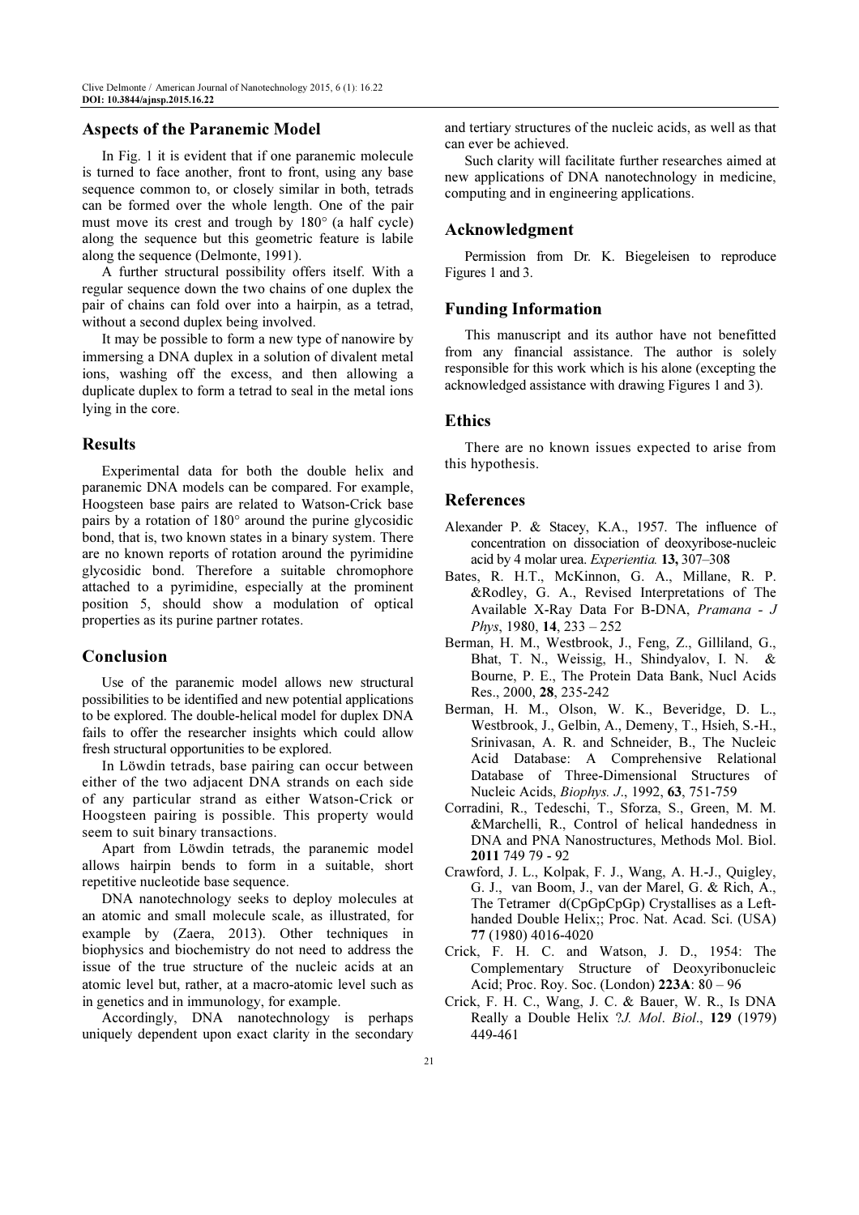## Aspects of the Paranemic Model

In Fig. 1 it is evident that if one paranemic molecule is turned to face another, front to front, using any base sequence common to, or closely similar in both, tetrads can be formed over the whole length. One of the pair must move its crest and trough by 180° (a half cycle) along the sequence but this geometric feature is labile along the sequence (Delmonte, 1991).

A further structural possibility offers itself. With a regular sequence down the two chains of one duplex the pair of chains can fold over into a hairpin, as a tetrad, without a second duplex being involved.

It may be possible to form a new type of nanowire by immersing a DNA duplex in a solution of divalent metal ions, washing off the excess, and then allowing a duplicate duplex to form a tetrad to seal in the metal ions lying in the core.

## Results

Experimental data for both the double helix and paranemic DNA models can be compared. For example, Hoogsteen base pairs are related to Watson-Crick base pairs by a rotation of 180° around the purine glycosidic bond, that is, two known states in a binary system. There are no known reports of rotation around the pyrimidine glycosidic bond. Therefore a suitable chromophore attached to a pyrimidine, especially at the prominent position 5, should show a modulation of optical properties as its purine partner rotates.

## Conclusion

Use of the paranemic model allows new structural possibilities to be identified and new potential applications to be explored. The double-helical model for duplex DNA fails to offer the researcher insights which could allow fresh structural opportunities to be explored.

In Löwdin tetrads, base pairing can occur between either of the two adjacent DNA strands on each side of any particular strand as either Watson-Crick or Hoogsteen pairing is possible. This property would seem to suit binary transactions.

Apart from Löwdin tetrads, the paranemic model allows hairpin bends to form in a suitable, short repetitive nucleotide base sequence.

DNA nanotechnology seeks to deploy molecules at an atomic and small molecule scale, as illustrated, for example by (Zaera, 2013). Other techniques in biophysics and biochemistry do not need to address the issue of the true structure of the nucleic acids at an atomic level but, rather, at a macro-atomic level such as in genetics and in immunology, for example.

Accordingly, DNA nanotechnology is perhaps uniquely dependent upon exact clarity in the secondary and tertiary structures of the nucleic acids, as well as that can ever be achieved.

Such clarity will facilitate further researches aimed at new applications of DNA nanotechnology in medicine, computing and in engineering applications.

## Acknowledgment

Permission from Dr. K. Biegeleisen to reproduce Figures 1 and 3.

## Funding Information

This manuscript and its author have not benefitted from any financial assistance. The author is solely responsible for this work which is his alone (excepting the acknowledged assistance with drawing Figures 1 and 3).

## Ethics

There are no known issues expected to arise from this hypothesis.

## References

Alexander P. & Stacey, K.A., 1957. The influence of concentration on dissociation of deoxyribose-nucleic acid by 4 molar urea. *Experientia.* **13,** 307–308

Bates, R. H.T., McKinnon, G. A., Millane, R. P. &Rodley, G. A., Revised Interpretations of The Available X-Ray Data For B-DNA, *Pramana - J Phys*, 1980, **14**, 233 – 252

Berman, H. M., Westbrook, J., Feng, Z., Gilliland, G., Bhat, T. N., Weissig, H., Shindyalov, I. N. & Bourne, P. E., The Protein Data Bank, Nucl Acids Res., 2000, **28**, 235-242

Berman, H. M., Olson, W. K., Beveridge, D. L., Westbrook, J., Gelbin, A., Demeny, T., Hsieh, S.-H., Srinivasan, A. R. and Schneider, B., The Nucleic Acid Database: A Comprehensive Relational Database of Three-Dimensional Structures of Nucleic Acids, *Biophys. J*., 1992, **63**, 751-759

Corradini, R., Tedeschi, T., Sforza, S., Green, M. M. &Marchelli, R., Control of helical handedness in DNA and PNA Nanostructures, Methods Mol. Biol. **2011** 749 79 - 92

Crawford, J. L., Kolpak, F. J., Wang, A. H.-J., Quigley, G. J., van Boom, J., van der Marel, G. & Rich, A., The Tetramer d(CpGpCpGp) Crystallises as a Left-handed Double Helix;; Proc. Nat. Acad. Sci. (USA) **77** (1980) 4016-4020

Crick, F. H. C. and Watson, J. D., 1954: The Complementary Structure of Deoxyribonucleic Acid; Proc. Roy. Soc. (London) **223A**: 80 – 96

Crick, F. H. C., Wang, J. C. & Bauer, W. R., Is DNA Really a Double Helix ?*J. Mol. Biol*., **129** (1979) 449-461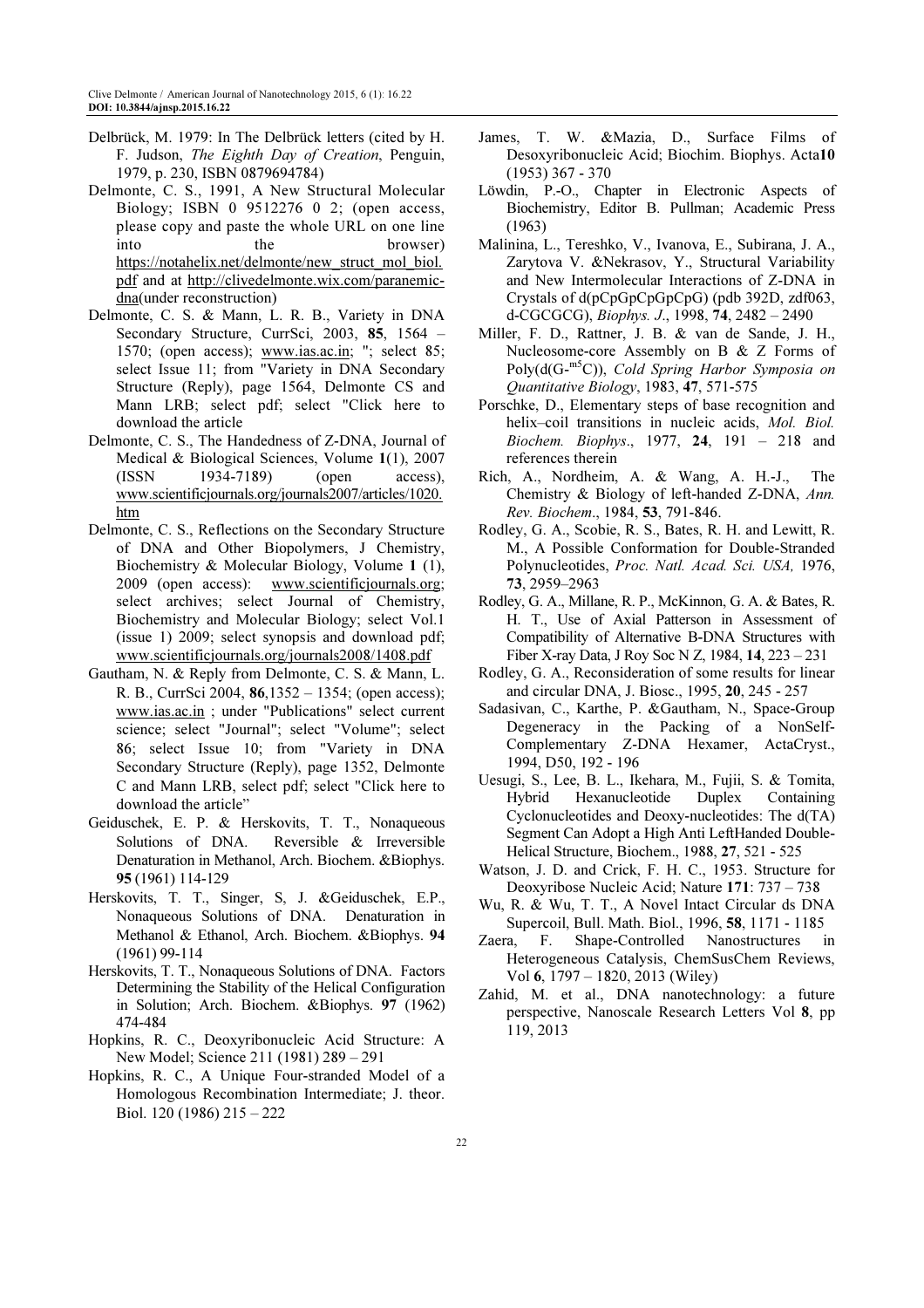Delbrück, M. 1979: In The Delbrück letters (cited by H. F. Judson, *The Eighth Day of Creation*, Penguin, 1979, p. 230, ISBN 0879694784)

Delmonte, C. S., 1991, A New Structural Molecular Biology; ISBN 0 9512276 0 2; (open access, please copy and paste the whole URL on one line into the browser) https://notahelix.net/delmonte/new_struct_mol_biol.pdf and at http://clivedelmonte.wix.com/paranemic-dna(under reconstruction)

Delmonte, C. S. & Mann, L. R. B., Variety in DNA Secondary Structure, CurrSci, 2003, **85**, 1564 – 1570; (open access); www.ias.ac.in; "; select 85; select Issue 11; from "Variety in DNA Secondary Structure (Reply), page 1564, Delmonte CS and Mann LRB; select pdf; select "Click here to download the article

Delmonte, C. S., The Handedness of Z-DNA, Journal of Medical & Biological Sciences, Volume **1**(1), 2007 (ISSN 1934-7189) (open access), www.scientificjournals.org/journals2007/articles/1020.htm

Delmonte, C. S., Reflections on the Secondary Structure of DNA and Other Biopolymers, J Chemistry, Biochemistry & Molecular Biology, Volume **1** (1), 2009 (open access): www.scientificjournals.org; select archives; select Journal of Chemistry, Biochemistry and Molecular Biology; select Vol.1 (issue 1) 2009; select synopsis and download pdf; www.scientificjournals.org/journals2008/1408.pdf

Gautham, N. & Reply from Delmonte, C. S. & Mann, L. R. B., CurrSci 2004, **86**,1352 – 1354; (open access); www.ias.ac.in ; under "Publications" select current science; select "Journal"; select "Volume"; select 86; select Issue 10; from "Variety in DNA Secondary Structure (Reply), page 1352, Delmonte C and Mann LRB, select pdf; select "Click here to download the article"

Geiduschek, E. P. & Herskovits, T. T., Nonaqueous Solutions of DNA. Reversible & Irreversible Denaturation in Methanol, Arch. Biochem. &Biophys. **95** (1961) 114-129

Herskovits, T. T., Singer, S, J. &Geiduschek, E.P., Nonaqueous Solutions of DNA. Denaturation in Methanol & Ethanol, Arch. Biochem. &Biophys. **94** (1961) 99-114

Herskovits, T. T., Nonaqueous Solutions of DNA. Factors Determining the Stability of the Helical Configuration in Solution; Arch. Biochem. &Biophys. **97** (1962) 474-484

Hopkins, R. C., Deoxyribonucleic Acid Structure: A New Model; Science 211 (1981) 289 – 291

Hopkins, R. C., A Unique Four-stranded Model of a Homologous Recombination Intermediate; J. theor. Biol. 120 (1986) 215 – 222

James, T. W. &Mazia, D., Surface Films of Desoxyribonucleic Acid; Biochim. Biophys. Acta**10** (1953) 367 - 370

Löwdin, P.-O., Chapter in Electronic Aspects of Biochemistry, Editor B. Pullman; Academic Press (1963)

Malinina, L., Tereshko, V., Ivanova, E., Subirana, J. A., Zarytova V. &Nekrasov, Y., Structural Variability and New Intermolecular Interactions of Z-DNA in Crystals of d(pCpGpCpGpCpG) (pdb 392D, zdf063, d-CGCGCG), *Biophys. J*., 1998, **74**, 2482 – 2490

Miller, F. D., Rattner, J. B. & van de Sande, J. H., Nucleosome-core Assembly on B & Z Forms of Poly(d(G-$^{m5}$C)), *Cold Spring Harbor Symposia on Quantitative Biology*, 1983, **47**, 571-575

Porschke, D., Elementary steps of base recognition and helix–coil transitions in nucleic acids, *Mol. Biol. Biochem. Biophys*., 1977, **24**, 191 – 218 and references therein

Rich, A., Nordheim, A. & Wang, A. H.-J., The Chemistry & Biology of left-handed Z-DNA, *Ann. Rev. Biochem*., 1984, **53**, 791-846.

Rodley, G. A., Scobie, R. S., Bates, R. H. and Lewitt, R. M., A Possible Conformation for Double-Stranded Polynucleotides, *Proc. Natl. Acad. Sci. USA,* 1976, **73**, 2959–2963

Rodley, G. A., Millane, R. P., McKinnon, G. A. & Bates, R. H. T., Use of Axial Patterson in Assessment of Compatibility of Alternative B-DNA Structures with Fiber X-ray Data, J Roy Soc N Z, 1984, **14**, 223 – 231

Rodley, G. A., Reconsideration of some results for linear and circular DNA, J. Biosc., 1995, **20**, 245 - 257

Sadasivan, C., Karthe, P. &Gautham, N., Space-Group Degeneracy in the Packing of a NonSelf-Complementary Z-DNA Hexamer, ActaCryst., 1994, D50, 192 - 196

Uesugi, S., Lee, B. L., Ikehara, M., Fujii, S. & Tomita, Hybrid Hexanucleotide Duplex Containing Cyclonucleotides and Deoxy-nucleotides: The d(TA) Segment Can Adopt a High Anti LeftHanded Double-Helical Structure, Biochem., 1988, **27**, 521 - 525

Watson, J. D. and Crick, F. H. C., 1953. Structure for Deoxyribose Nucleic Acid; Nature **171**: 737 – 738

Wu, R. & Wu, T. T., A Novel Intact Circular ds DNA Supercoil, Bull. Math. Biol., 1996, **58**, 1171 - 1185

Zaera, F. Shape-Controlled Nanostructures in Heterogeneous Catalysis, ChemSusChem Reviews, Vol **6**, 1797 – 1820, 2013 (Wiley)

Zahid, M. et al., DNA nanotechnology: a future perspective, Nanoscale Research Letters Vol **8**, pp 119, 2013